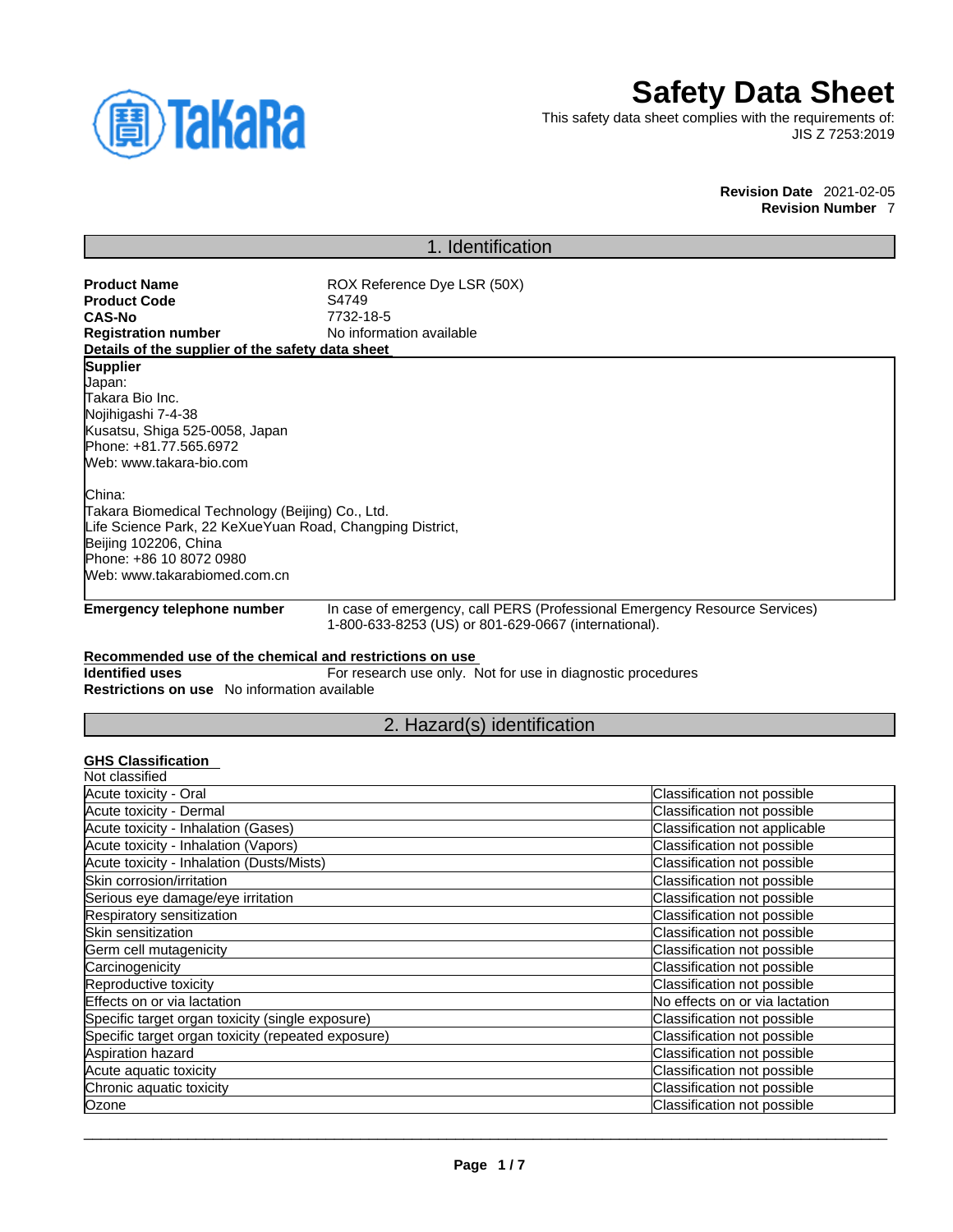# Safety Data Sheet

This safety data sheet complies with the requirements of:
JIS Z 7253:2019

**Revision Date** 2021-02-05
**Revision Number** 7

## 1. Identification

**Product Name** ROX Reference Dye LSR (50X)
**Product Code** S4749
**CAS-No** 7732-18-5
**Registration number** No information available

**Details of the supplier of the safety data sheet**

**Supplier**
Japan:
Takara Bio Inc.
Nojihigashi 7-4-38
Kusatsu, Shiga 525-0058, Japan
Phone: +81.77.565.6972
Web: www.takara-bio.com

China:
Takara Biomedical Technology (Beijing) Co., Ltd.
Life Science Park, 22 KeXueYuan Road, Changping District,
Beijing 102206, China
Phone: +86 10 8072 0980
Web: www.takarabiomed.com.cn

**Emergency telephone number** In case of emergency, call PERS (Professional Emergency Resource Services) 1-800-633-8253 (US) or 801-629-0667 (international).

**Recommended use of the chemical and restrictions on use**
**Identified uses** For research use only. Not for use in diagnostic procedures
**Restrictions on use** No information available

## 2. Hazard(s) identification

**GHS Classification**
Not classified

| | |
|---|---|
| Acute toxicity - Oral | Classification not possible |
| Acute toxicity - Dermal | Classification not possible |
| Acute toxicity - Inhalation (Gases) | Classification not applicable |
| Acute toxicity - Inhalation (Vapors) | Classification not possible |
| Acute toxicity - Inhalation (Dusts/Mists) | Classification not possible |
| Skin corrosion/irritation | Classification not possible |
| Serious eye damage/eye irritation | Classification not possible |
| Respiratory sensitization | Classification not possible |
| Skin sensitization | Classification not possible |
| Germ cell mutagenicity | Classification not possible |
| Carcinogenicity | Classification not possible |
| Reproductive toxicity | Classification not possible |
| Effects on or via lactation | No effects on or via lactation |
| Specific target organ toxicity (single exposure) | Classification not possible |
| Specific target organ toxicity (repeated exposure) | Classification not possible |
| Aspiration hazard | Classification not possible |
| Acute aquatic toxicity | Classification not possible |
| Chronic aquatic toxicity | Classification not possible |
| Ozone | Classification not possible |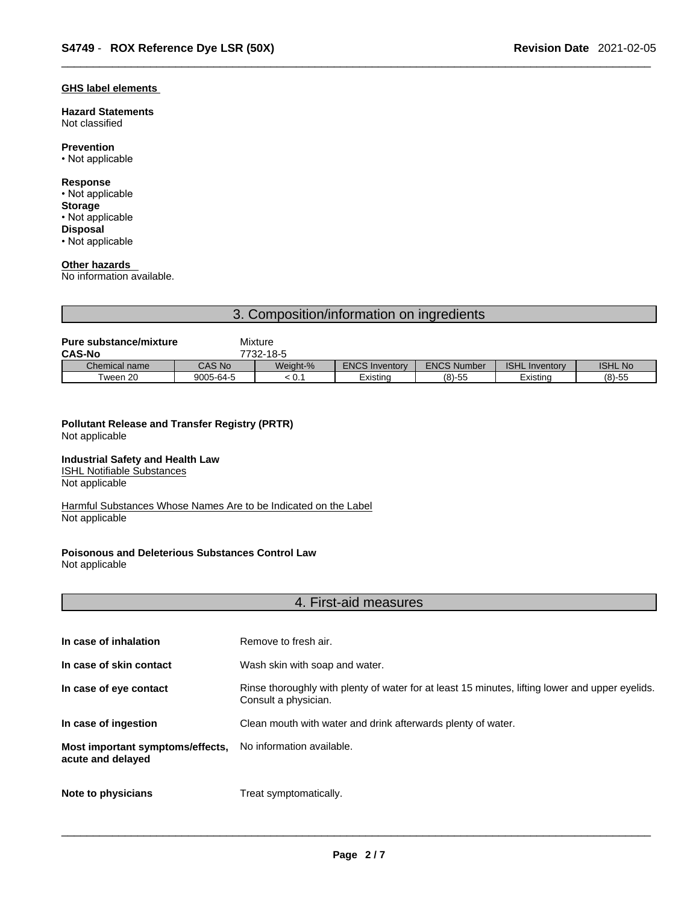**GHS label elements**

**Hazard Statements**
Not classified

**Prevention**
• Not applicable

**Response**
• Not applicable

**Storage**
• Not applicable

**Disposal**
• Not applicable

**Other hazards**
No information available.

## 3. Composition/information on ingredients

**Pure substance/mixture** Mixture
**CAS-No** 7732-18-5

| Chemical name | CAS No | Weight-% | ENCS Inventory | ENCS Number | ISHL Inventory | ISHL No |
|---|---|---|---|---|---|---|
| Tween 20 | 9005-64-5 | < 0.1 | Existing | (8)-55 | Existing | (8)-55 |

**Pollutant Release and Transfer Registry (PRTR)**
Not applicable

**Industrial Safety and Health Law**
ISHL Notifiable Substances
Not applicable

Harmful Substances Whose Names Are to be Indicated on the Label
Not applicable

**Poisonous and Deleterious Substances Control Law**
Not applicable

## 4. First-aid measures

**In case of inhalation** Remove to fresh air.

**In case of skin contact** Wash skin with soap and water.

**In case of eye contact** Rinse thoroughly with plenty of water for at least 15 minutes, lifting lower and upper eyelids. Consult a physician.

**In case of ingestion** Clean mouth with water and drink afterwards plenty of water.

**Most important symptoms/effects, acute and delayed** No information available.

**Note to physicians** Treat symptomatically.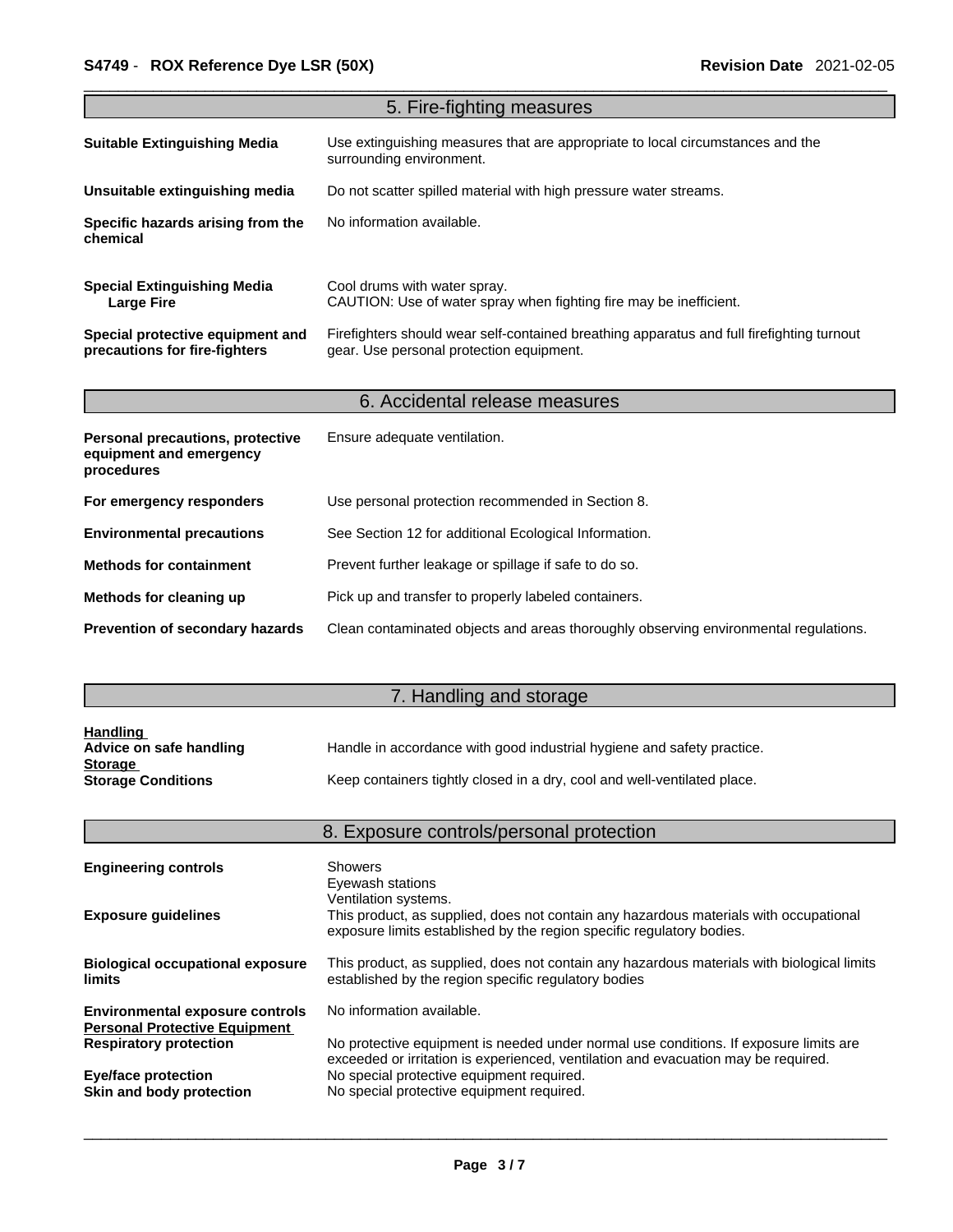## 5. Fire-fighting measures

**Suitable Extinguishing Media** Use extinguishing measures that are appropriate to local circumstances and the surrounding environment.

**Unsuitable extinguishing media** Do not scatter spilled material with high pressure water streams.

**Specific hazards arising from the chemical** No information available.

**Special Extinguishing Media** Cool drums with water spray.
**Large Fire** CAUTION: Use of water spray when fighting fire may be inefficient.

**Special protective equipment and precautions for fire-fighters** Firefighters should wear self-contained breathing apparatus and full firefighting turnout gear. Use personal protection equipment.

## 6. Accidental release measures

**Personal precautions, protective equipment and emergency procedures** Ensure adequate ventilation.

**For emergency responders** Use personal protection recommended in Section 8.

**Environmental precautions** See Section 12 for additional Ecological Information.

**Methods for containment** Prevent further leakage or spillage if safe to do so.

**Methods for cleaning up** Pick up and transfer to properly labeled containers.

**Prevention of secondary hazards** Clean contaminated objects and areas thoroughly observing environmental regulations.

## 7. Handling and storage

**Handling**
**Advice on safe handling** Handle in accordance with good industrial hygiene and safety practice.
**Storage**
**Storage Conditions** Keep containers tightly closed in a dry, cool and well-ventilated place.

## 8. Exposure controls/personal protection

**Engineering controls** Showers
Eyewash stations
Ventilation systems.

**Exposure guidelines** This product, as supplied, does not contain any hazardous materials with occupational exposure limits established by the region specific regulatory bodies.

**Biological occupational exposure limits** This product, as supplied, does not contain any hazardous materials with biological limits established by the region specific regulatory bodies

**Environmental exposure controls** No information available.

**Personal Protective Equipment**
**Respiratory protection** No protective equipment is needed under normal use conditions. If exposure limits are exceeded or irritation is experienced, ventilation and evacuation may be required.
**Eye/face protection** No special protective equipment required.
**Skin and body protection** No special protective equipment required.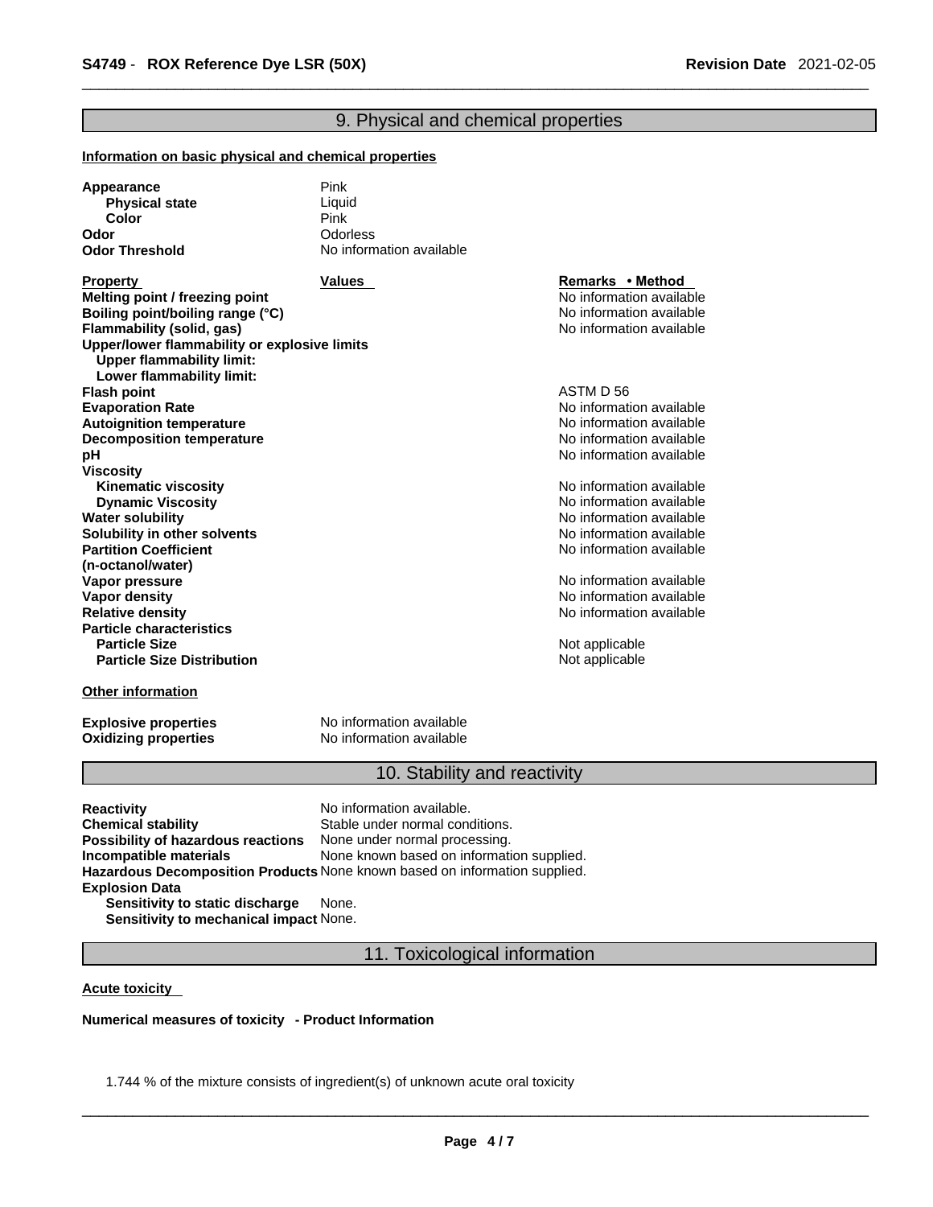## 9. Physical and chemical properties

**Information on basic physical and chemical properties**

**Appearance** Pink
**Physical state** Liquid
**Color** Pink
**Odor** Odorless
**Odor Threshold** No information available

| Property | Values | Remarks • Method |
|---|---|---|
| **Melting point / freezing point** | | No information available |
| **Boiling point/boiling range (°C)** | | No information available |
| **Flammability (solid, gas)** | | No information available |
| **Upper/lower flammability or explosive limits** | | |
| **Upper flammability limit:** | | |
| **Lower flammability limit:** | | |
| **Flash point** | | ASTM D 56 |
| **Evaporation Rate** | | No information available |
| **Autoignition temperature** | | No information available |
| **Decomposition temperature** | | No information available |
| **pH** | | No information available |
| **Viscosity** | | |
| **Kinematic viscosity** | | No information available |
| **Dynamic Viscosity** | | No information available |
| **Water solubility** | | No information available |
| **Solubility in other solvents** | | No information available |
| **Partition Coefficient (n-octanol/water)** | | No information available |
| **Vapor pressure** | | No information available |
| **Vapor density** | | No information available |
| **Relative density** | | No information available |
| **Particle characteristics** | | |
| **Particle Size** | | Not applicable |
| **Particle Size Distribution** | | Not applicable |

**Other information**

**Explosive properties** No information available
**Oxidizing properties** No information available

## 10. Stability and reactivity

**Reactivity** No information available.
**Chemical stability** Stable under normal conditions.
**Possibility of hazardous reactions** None under normal processing.
**Incompatible materials** None known based on information supplied.
**Hazardous Decomposition Products** None known based on information supplied.
**Explosion Data**
**Sensitivity to static discharge** None.
**Sensitivity to mechanical impact** None.

## 11. Toxicological information

**Acute toxicity**

**Numerical measures of toxicity - Product Information**

1.744 % of the mixture consists of ingredient(s) of unknown acute oral toxicity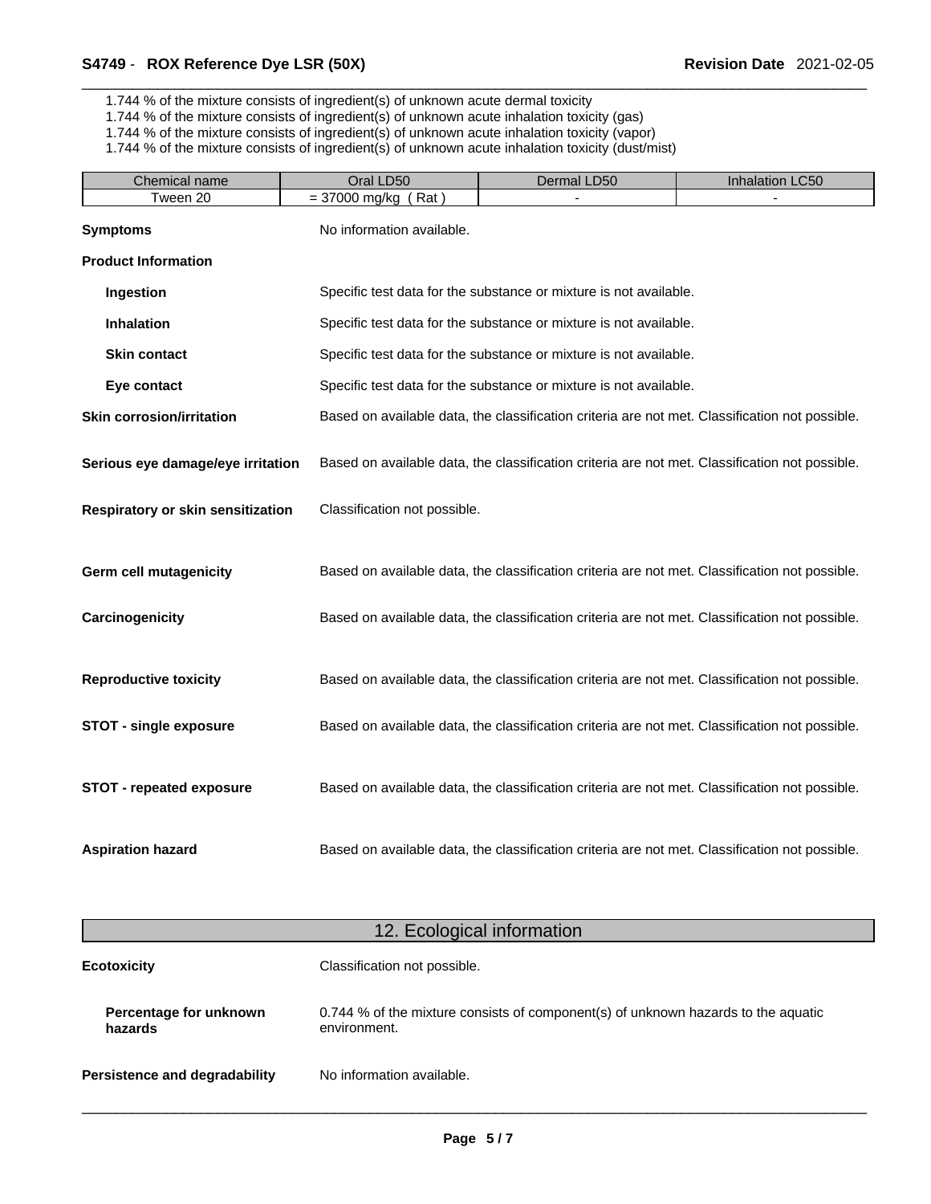1.744 % of the mixture consists of ingredient(s) of unknown acute dermal toxicity
1.744 % of the mixture consists of ingredient(s) of unknown acute inhalation toxicity (gas)
1.744 % of the mixture consists of ingredient(s) of unknown acute inhalation toxicity (vapor)
1.744 % of the mixture consists of ingredient(s) of unknown acute inhalation toxicity (dust/mist)

| Chemical name | Oral LD50 | Dermal LD50 | Inhalation LC50 |
|---|---|---|---|
| Tween 20 | = 37000 mg/kg ( Rat ) | - | - |

**Symptoms** No information available.

**Product Information**

**Ingestion** Specific test data for the substance or mixture is not available.

**Inhalation** Specific test data for the substance or mixture is not available.

**Skin contact** Specific test data for the substance or mixture is not available.

**Eye contact** Specific test data for the substance or mixture is not available.

**Skin corrosion/irritation** Based on available data, the classification criteria are not met. Classification not possible.

**Serious eye damage/eye irritation** Based on available data, the classification criteria are not met. Classification not possible.

**Respiratory or skin sensitization** Classification not possible.

**Germ cell mutagenicity** Based on available data, the classification criteria are not met. Classification not possible.

**Carcinogenicity** Based on available data, the classification criteria are not met. Classification not possible.

**Reproductive toxicity** Based on available data, the classification criteria are not met. Classification not possible.

**STOT - single exposure** Based on available data, the classification criteria are not met. Classification not possible.

**STOT - repeated exposure** Based on available data, the classification criteria are not met. Classification not possible.

**Aspiration hazard** Based on available data, the classification criteria are not met. Classification not possible.

## 12. Ecological information

**Ecotoxicity** Classification not possible.

**Percentage for unknown hazards** 0.744 % of the mixture consists of component(s) of unknown hazards to the aquatic environment.

**Persistence and degradability** No information available.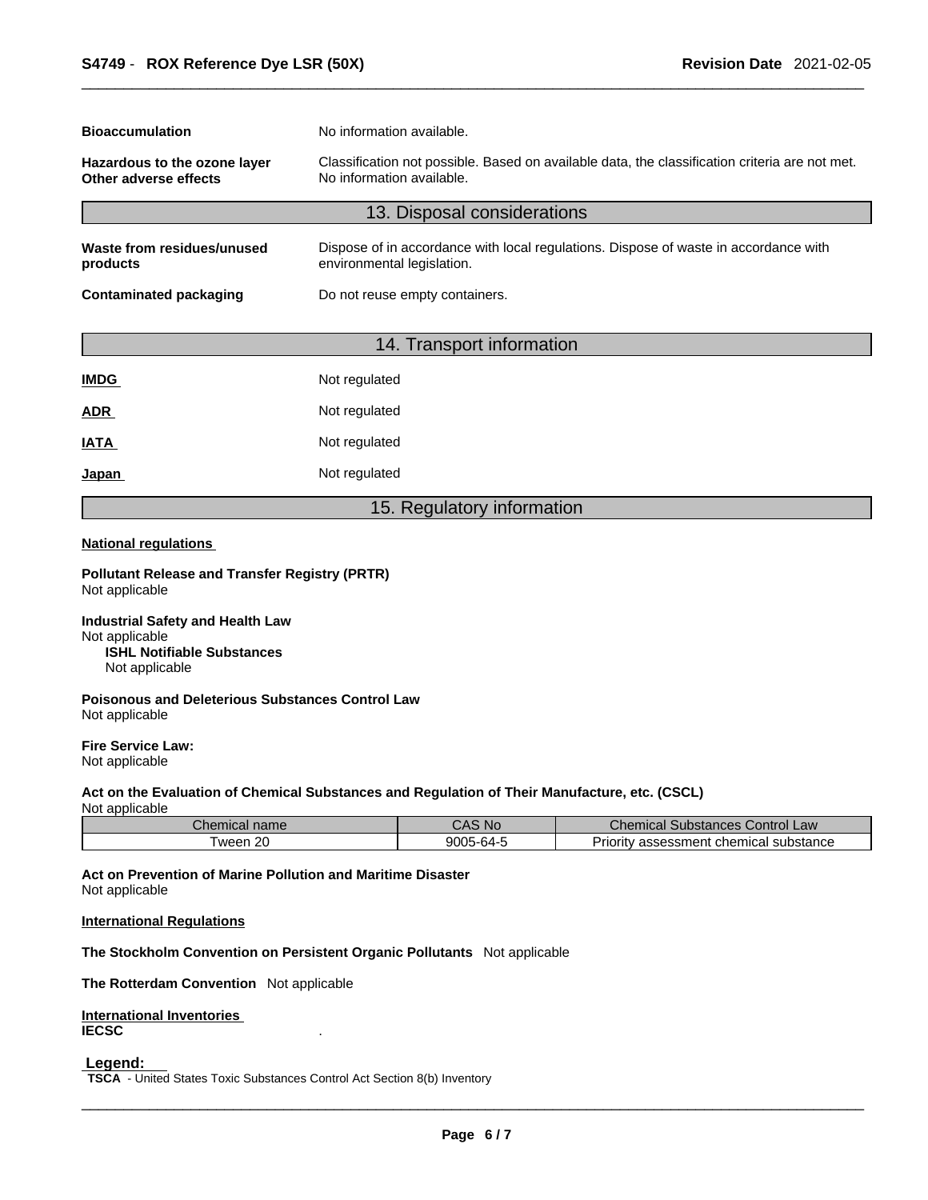**Bioaccumulation** No information available.

**Hazardous to the ozone layer** Classification not possible. Based on available data, the classification criteria are not met.
**Other adverse effects** No information available.

## 13. Disposal considerations

**Waste from residues/unused products** Dispose of in accordance with local regulations. Dispose of waste in accordance with environmental legislation.

**Contaminated packaging** Do not reuse empty containers.

## 14. Transport information

**IMDG** Not regulated

**ADR** Not regulated

**IATA** Not regulated

**Japan** Not regulated

## 15. Regulatory information

**National regulations**

**Pollutant Release and Transfer Registry (PRTR)**
Not applicable

**Industrial Safety and Health Law**
Not applicable
**ISHL Notifiable Substances**
Not applicable

**Poisonous and Deleterious Substances Control Law**
Not applicable

**Fire Service Law:**
Not applicable

**Act on the Evaluation of Chemical Substances and Regulation of Their Manufacture, etc. (CSCL)**
Not applicable

| Chemical name | CAS No | Chemical Substances Control Law |
|---|---|---|
| Tween 20 | 9005-64-5 | Priority assessment chemical substance |

**Act on Prevention of Marine Pollution and Maritime Disaster**
Not applicable

**International Regulations**

**The Stockholm Convention on Persistent Organic Pollutants** Not applicable

**The Rotterdam Convention** Not applicable

**International Inventories**
**IECSC** .

**Legend:**
**TSCA** - United States Toxic Substances Control Act Section 8(b) Inventory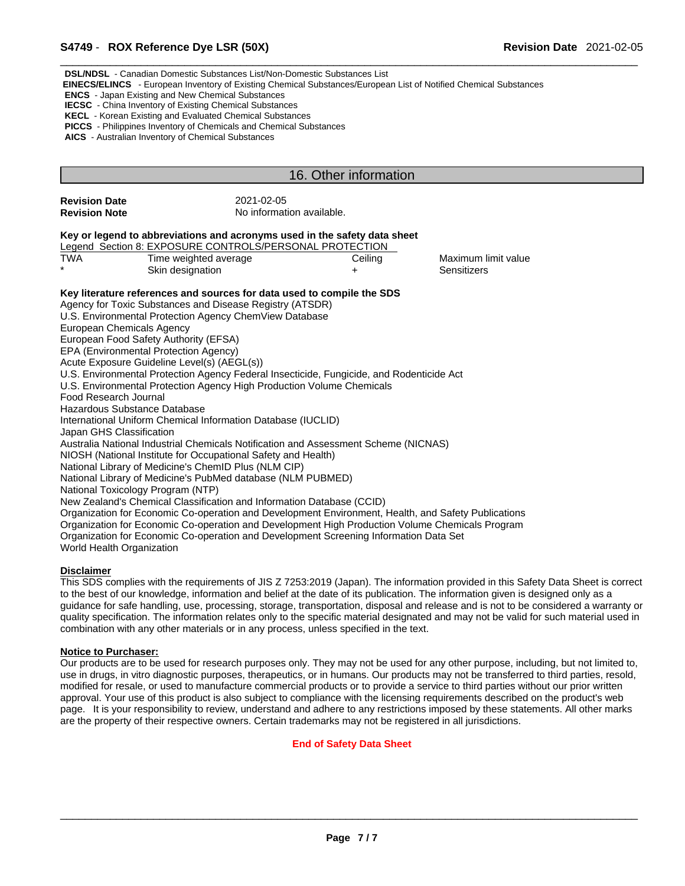**DSL/NDSL** - Canadian Domestic Substances List/Non-Domestic Substances List
**EINECS/ELINCS** - European Inventory of Existing Chemical Substances/European List of Notified Chemical Substances
**ENCS** - Japan Existing and New Chemical Substances
**IECSC** - China Inventory of Existing Chemical Substances
**KECL** - Korean Existing and Evaluated Chemical Substances
**PICCS** - Philippines Inventory of Chemicals and Chemical Substances
**AICS** - Australian Inventory of Chemical Substances

## 16. Other information

| | |
|---|---|
| **Revision Date** | 2021-02-05 |
| **Revision Note** | No information available. |

**Key or legend to abbreviations and acronyms used in the safety data sheet**

Legend Section 8: EXPOSURE CONTROLS/PERSONAL PROTECTION

| | | | |
|---|---|---|---|
| TWA | Time weighted average | Ceiling | Maximum limit value |
| * | Skin designation | + | Sensitizers |

**Key literature references and sources for data used to compile the SDS**

Agency for Toxic Substances and Disease Registry (ATSDR)
U.S. Environmental Protection Agency ChemView Database
European Chemicals Agency
European Food Safety Authority (EFSA)
EPA (Environmental Protection Agency)
Acute Exposure Guideline Level(s) (AEGL(s))
U.S. Environmental Protection Agency Federal Insecticide, Fungicide, and Rodenticide Act
U.S. Environmental Protection Agency High Production Volume Chemicals
Food Research Journal
Hazardous Substance Database
International Uniform Chemical Information Database (IUCLID)
Japan GHS Classification
Australia National Industrial Chemicals Notification and Assessment Scheme (NICNAS)
NIOSH (National Institute for Occupational Safety and Health)
National Library of Medicine's ChemID Plus (NLM CIP)
National Library of Medicine's PubMed database (NLM PUBMED)
National Toxicology Program (NTP)
New Zealand's Chemical Classification and Information Database (CCID)
Organization for Economic Co-operation and Development Environment, Health, and Safety Publications
Organization for Economic Co-operation and Development High Production Volume Chemicals Program
Organization for Economic Co-operation and Development Screening Information Data Set
World Health Organization

**Disclaimer**

This SDS complies with the requirements of JIS Z 7253:2019 (Japan). The information provided in this Safety Data Sheet is correct to the best of our knowledge, information and belief at the date of its publication. The information given is designed only as a guidance for safe handling, use, processing, storage, transportation, disposal and release and is not to be considered a warranty or quality specification. The information relates only to the specific material designated and may not be valid for such material used in combination with any other materials or in any process, unless specified in the text.

**Notice to Purchaser:**

Our products are to be used for research purposes only. They may not be used for any other purpose, including, but not limited to, use in drugs, in vitro diagnostic purposes, therapeutics, or in humans. Our products may not be transferred to third parties, resold, modified for resale, or used to manufacture commercial products or to provide a service to third parties without our prior written approval. Your use of this product is also subject to compliance with the licensing requirements described on the product's web page. It is your responsibility to review, understand and adhere to any restrictions imposed by these statements. All other marks are the property of their respective owners. Certain trademarks may not be registered in all jurisdictions.

**End of Safety Data Sheet**